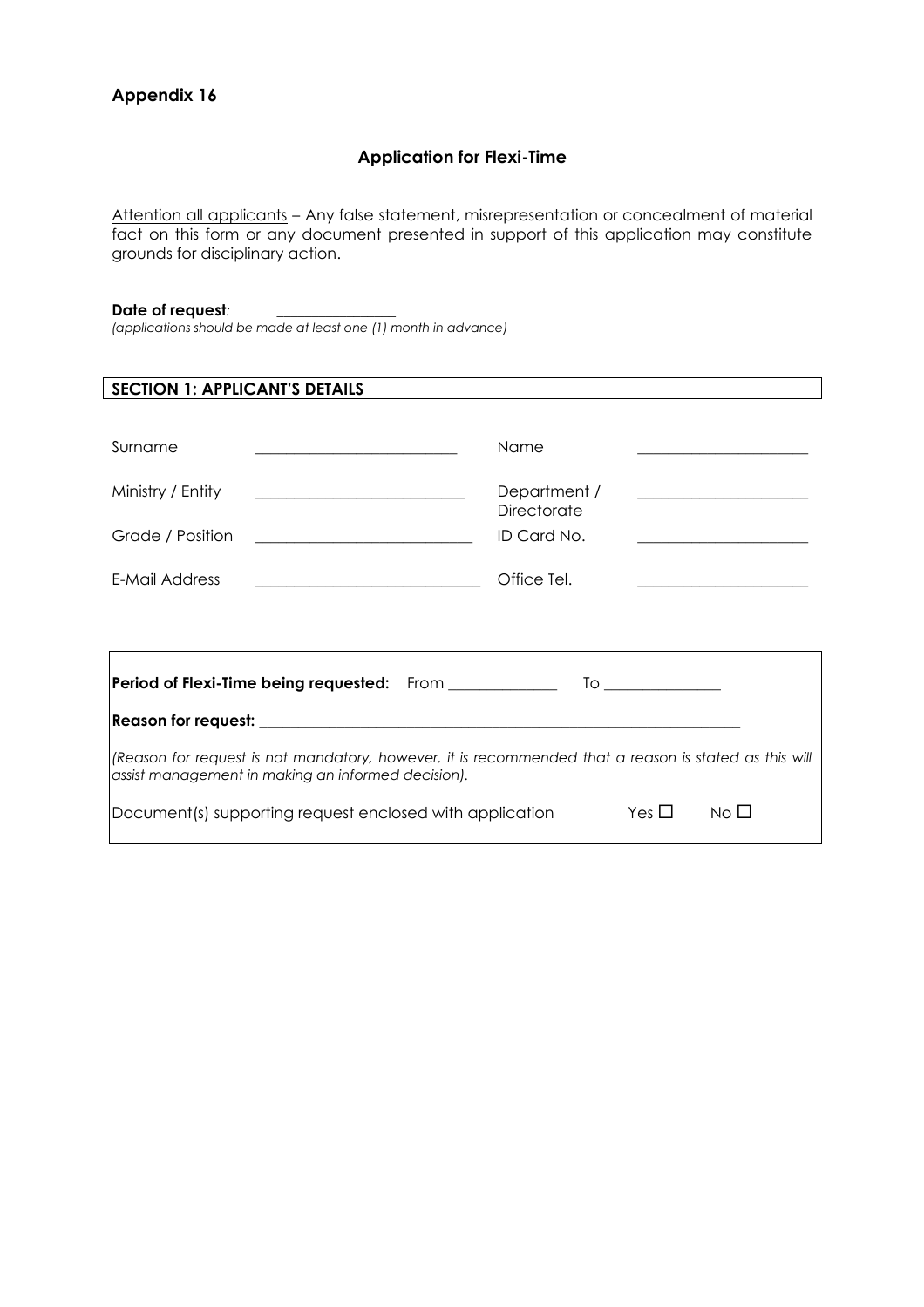**Appendix 16**

## Application for Flexi-Time

Attention all applicants – Any false statement, misrepresentation or concealment of material fact on this form or any document presented in support of this application may constitute grounds for disciplinary action.

**Date of request**: _______________
*(applications should be made at least one (1) month in advance)*

### SECTION 1: APPLICANT'S DETAILS

| | | | |
|---|---|---|---|
| Surname | ________________________ | Name | ____________________ |
| Ministry / Entity | ________________________ | Department / Directorate | ____________________ |
| Grade / Position | ________________________ | ID Card No. | ____________________ |
| E-Mail Address | ________________________ | Office Tel. | ____________________ |

**Period of Flexi-Time being requested:** From _____________ To ______________

**Reason for request:** ____________________________________________________________

*(Reason for request is not mandatory, however, it is recommended that a reason is stated as this will assist management in making an informed decision).*

Document(s) supporting request enclosed with application Yes ☐ No ☐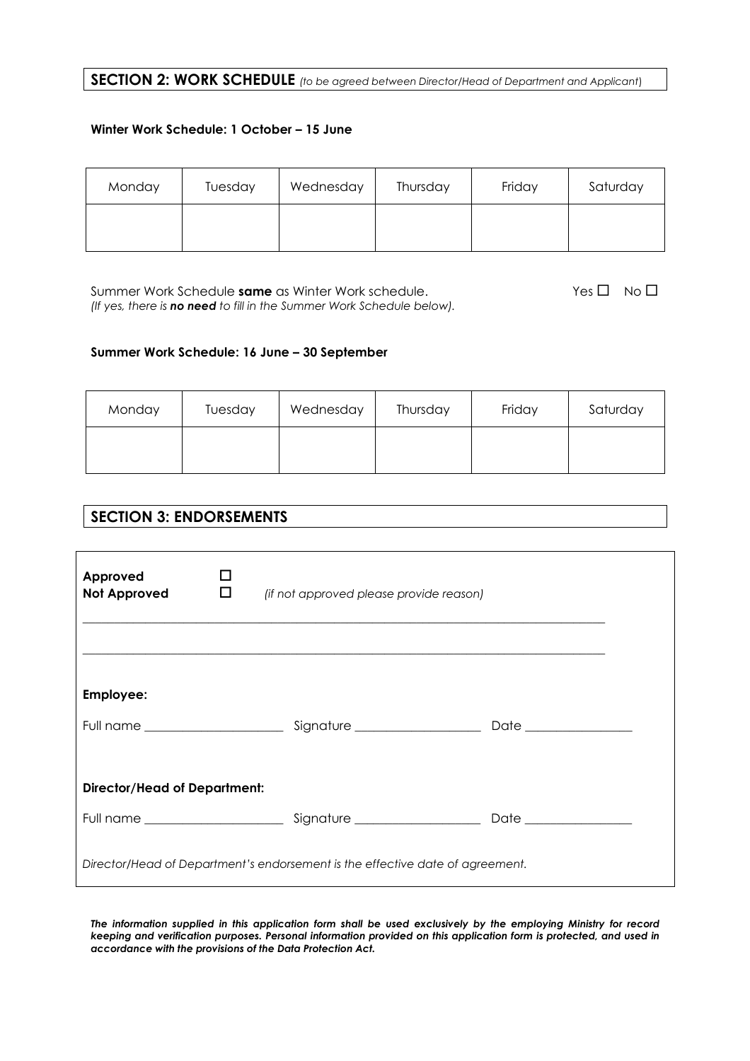## SECTION 2: WORK SCHEDULE *(to be agreed between Director/Head of Department and Applicant)*

**Winter Work Schedule: 1 October – 15 June**

| Monday | Tuesday | Wednesday | Thursday | Friday | Saturday |
|---|---|---|---|---|---|
| | | | | | |

Summer Work Schedule **same** as Winter Work schedule. Yes ☐ No ☐
*(If yes, there is **no need** to fill in the Summer Work Schedule below).*

**Summer Work Schedule: 16 June – 30 September**

| Monday | Tuesday | Wednesday | Thursday | Friday | Saturday |
|---|---|---|---|---|---|
| | | | | | |

## SECTION 3: ENDORSEMENTS

**Approved** ☐
**Not Approved** ☐ *(if not approved please provide reason)*

______________________________________________________________________________

______________________________________________________________________________

**Employee:**

Full name ____________________ Signature __________________ Date _______________

**Director/Head of Department:**

Full name ____________________ Signature __________________ Date _______________

*Director/Head of Department's endorsement is the effective date of agreement.*

***The information supplied in this application form shall be used exclusively by the employing Ministry for record keeping and verification purposes. Personal information provided on this application form is protected, and used in accordance with the provisions of the Data Protection Act.***